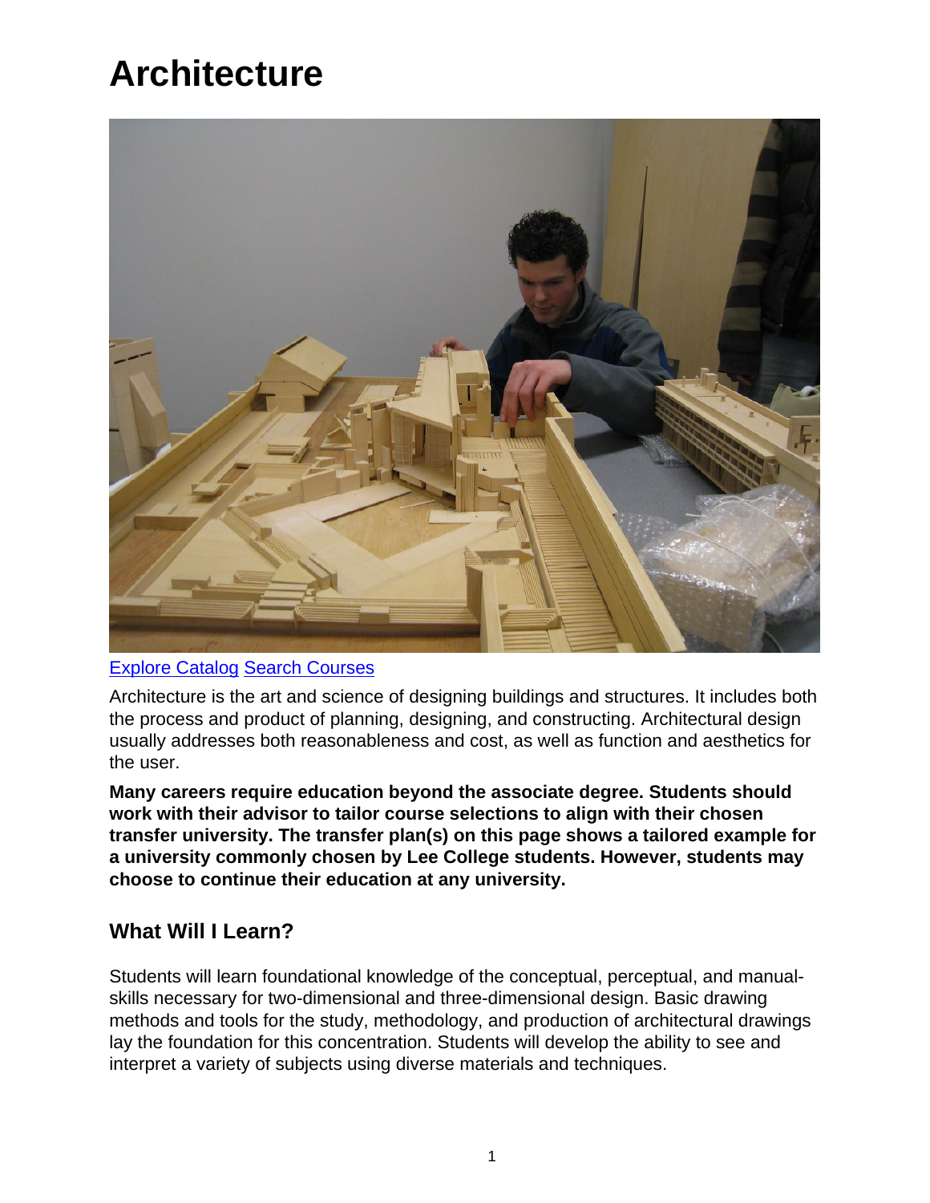# Architecture

Explore Catalog Search Courses

Architecture is the art and science of designing buildings and structures. It includes both the process and product of planning, designing, and constructing. Architectural design usually addresses both reasonableness and cost, as well as function and aesthetics for the user.

**Many careers require education beyond the associate degree. Students should work with their advisor to tailor course selections to align with their chosen transfer university. The transfer plan(s) on this page shows a tailored example for a university commonly chosen by Lee College students. However, students may choose to continue their education at any university.**

## What Will I Learn?

Students will learn foundational knowledge of the conceptual, perceptual, and manual-skills necessary for two-dimensional and three-dimensional design. Basic drawing methods and tools for the study, methodology, and production of architectural drawings lay the foundation for this concentration. Students will develop the ability to see and interpret a variety of subjects using diverse materials and techniques.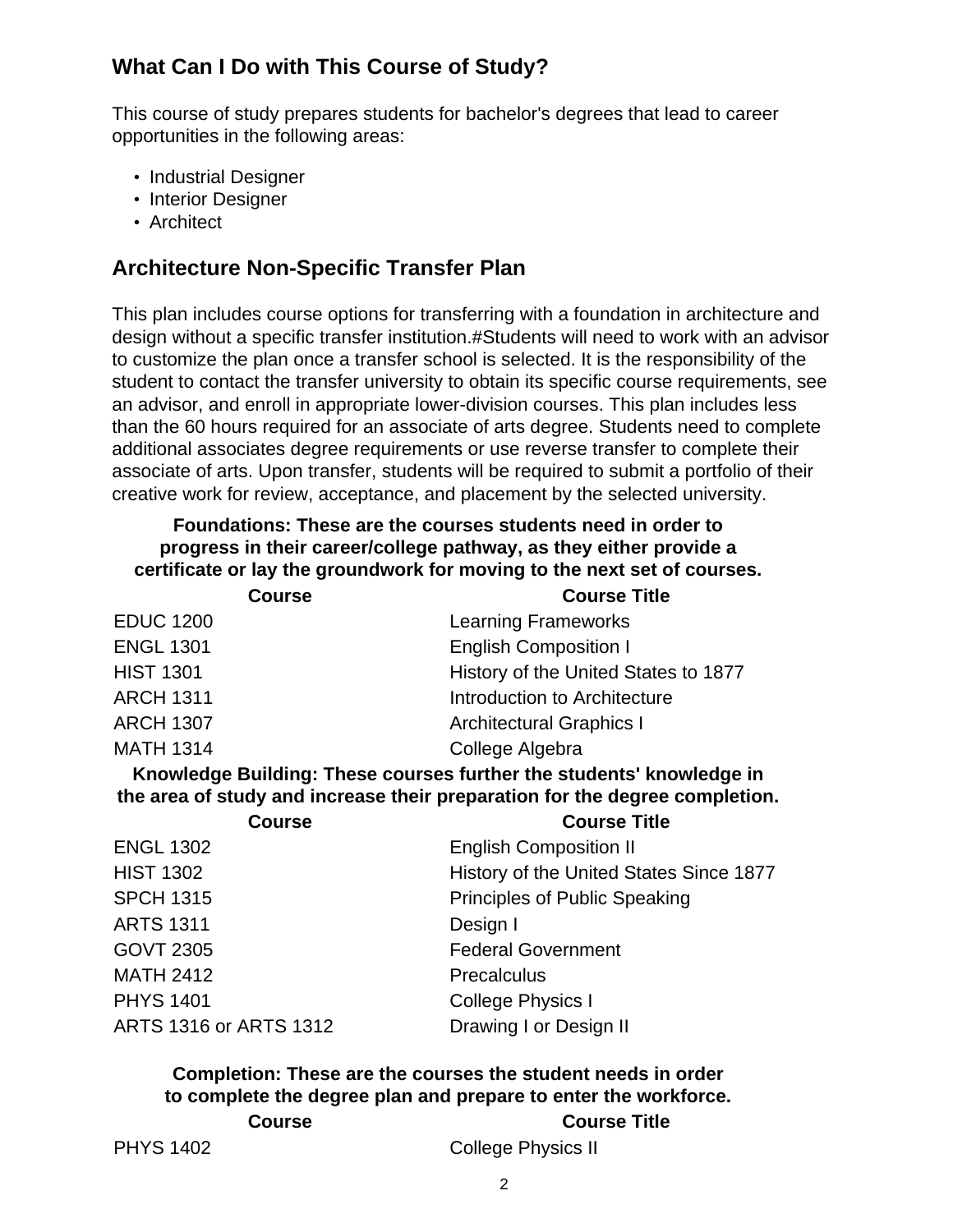## What Can I Do with This Course of Study?

This course of study prepares students for bachelor's degrees that lead to career opportunities in the following areas:

- Industrial Designer
- Interior Designer
- Architect

## Architecture Non-Specific Transfer Plan

This plan includes course options for transferring with a foundation in architecture and design without a specific transfer institution.#Students will need to work with an advisor to customize the plan once a transfer school is selected. It is the responsibility of the student to contact the transfer university to obtain its specific course requirements, see an advisor, and enroll in appropriate lower-division courses. This plan includes less than the 60 hours required for an associate of arts degree. Students need to complete additional associates degree requirements or use reverse transfer to complete their associate of arts. Upon transfer, students will be required to submit a portfolio of their creative work for review, acceptance, and placement by the selected university.

**Foundations: These are the courses students need in order to progress in their career/college pathway, as they either provide a certificate or lay the groundwork for moving to the next set of courses.**

| Course | Course Title |
|---|---|
| EDUC 1200 | Learning Frameworks |
| ENGL 1301 | English Composition I |
| HIST 1301 | History of the United States to 1877 |
| ARCH 1311 | Introduction to Architecture |
| ARCH 1307 | Architectural Graphics I |
| MATH 1314 | College Algebra |

**Knowledge Building: These courses further the students' knowledge in the area of study and increase their preparation for the degree completion.**

| Course | Course Title |
|---|---|
| ENGL 1302 | English Composition II |
| HIST 1302 | History of the United States Since 1877 |
| SPCH 1315 | Principles of Public Speaking |
| ARTS 1311 | Design I |
| GOVT 2305 | Federal Government |
| MATH 2412 | Precalculus |
| PHYS 1401 | College Physics I |
| ARTS 1316 or ARTS 1312 | Drawing I or Design II |

**Completion: These are the courses the student needs in order to complete the degree plan and prepare to enter the workforce.**

| Course | Course Title |
|---|---|
| PHYS 1402 | College Physics II |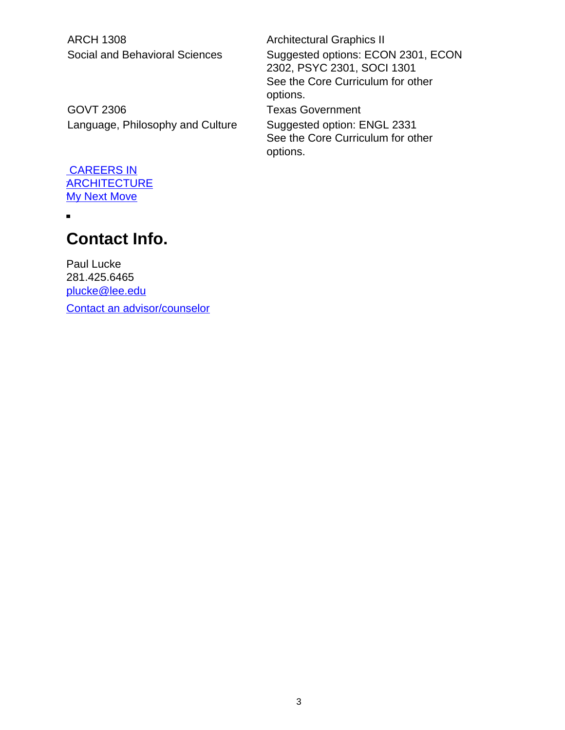| | |
|---|---|
| ARCH 1308 | Architectural Graphics II |
| Social and Behavioral Sciences | Suggested options: ECON 2301, ECON 2302, PSYC 2301, SOCI 1301<br>See the Core Curriculum for other options. |
| GOVT 2306 | Texas Government |
| Language, Philosophy and Culture | Suggested option: ENGL 2331<br>See the Core Curriculum for other options. |

CAREERS IN ARCHITECTURE
My Next Move

## Contact Info.

Paul Lucke
281.425.6465
plucke@lee.edu

Contact an advisor/counselor